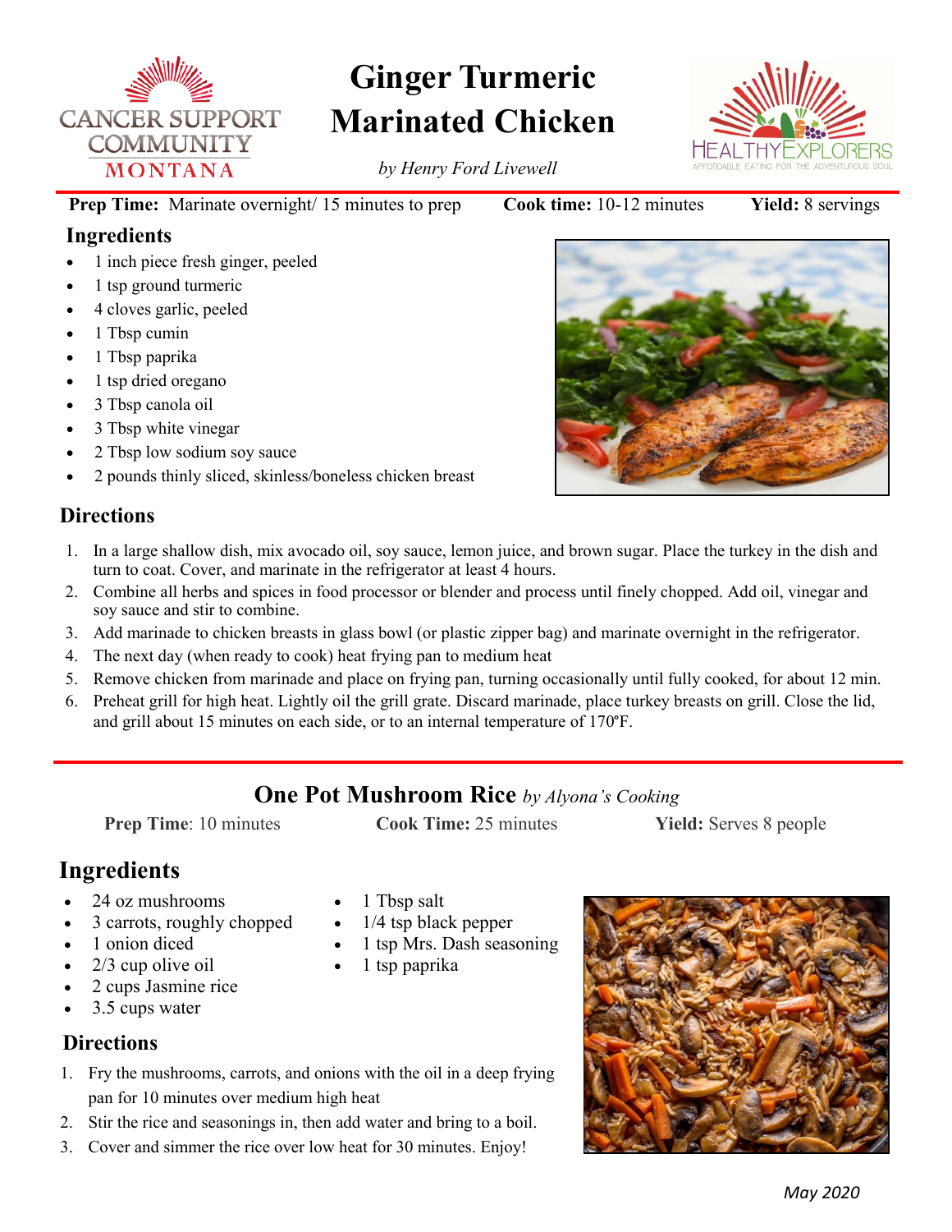CANCER SUPPORT COMMUNITY MONTANA

# Ginger Turmeric Marinated Chicken

*by Henry Ford Livewell*

HEALTHY EXPLORERS
AFFORDABLE EATING FOR THE ADVENTUROUS SOUL

**Prep Time:** Marinate overnight/ 15 minutes to prep **Cook time:** 10-12 minutes **Yield:** 8 servings

## Ingredients

- 1 inch piece fresh ginger, peeled
- 1 tsp ground turmeric
- 4 cloves garlic, peeled
- 1 Tbsp cumin
- 1 Tbsp paprika
- 1 tsp dried oregano
- 3 Tbsp canola oil
- 3 Tbsp white vinegar
- 2 Tbsp low sodium soy sauce
- 2 pounds thinly sliced, skinless/boneless chicken breast

## Directions

1. In a large shallow dish, mix avocado oil, soy sauce, lemon juice, and brown sugar. Place the turkey in the dish and turn to coat. Cover, and marinate in the refrigerator at least 4 hours.
2. Combine all herbs and spices in food processor or blender and process until finely chopped. Add oil, vinegar and soy sauce and stir to combine.
3. Add marinade to chicken breasts in glass bowl (or plastic zipper bag) and marinate overnight in the refrigerator.
4. The next day (when ready to cook) heat frying pan to medium heat
5. Remove chicken from marinade and place on frying pan, turning occasionally until fully cooked, for about 12 min.
6. Preheat grill for high heat. Lightly oil the grill grate. Discard marinade, place turkey breasts on grill. Close the lid, and grill about 15 minutes on each side, or to an internal temperature of 170°F.

---

# One Pot Mushroom Rice *by Alyona's Cooking*

**Prep Time**: 10 minutes **Cook Time:** 25 minutes **Yield:** Serves 8 people

## Ingredients

- 24 oz mushrooms
- 3 carrots, roughly chopped
- 1 onion diced
- 2/3 cup olive oil
- 2 cups Jasmine rice
- 3.5 cups water
- 1 Tbsp salt
- 1/4 tsp black pepper
- 1 tsp Mrs. Dash seasoning
- 1 tsp paprika

## Directions

1. Fry the mushrooms, carrots, and onions with the oil in a deep frying pan for 10 minutes over medium high heat
2. Stir the rice and seasonings in, then add water and bring to a boil.
3. Cover and simmer the rice over low heat for 30 minutes. Enjoy!

*May 2020*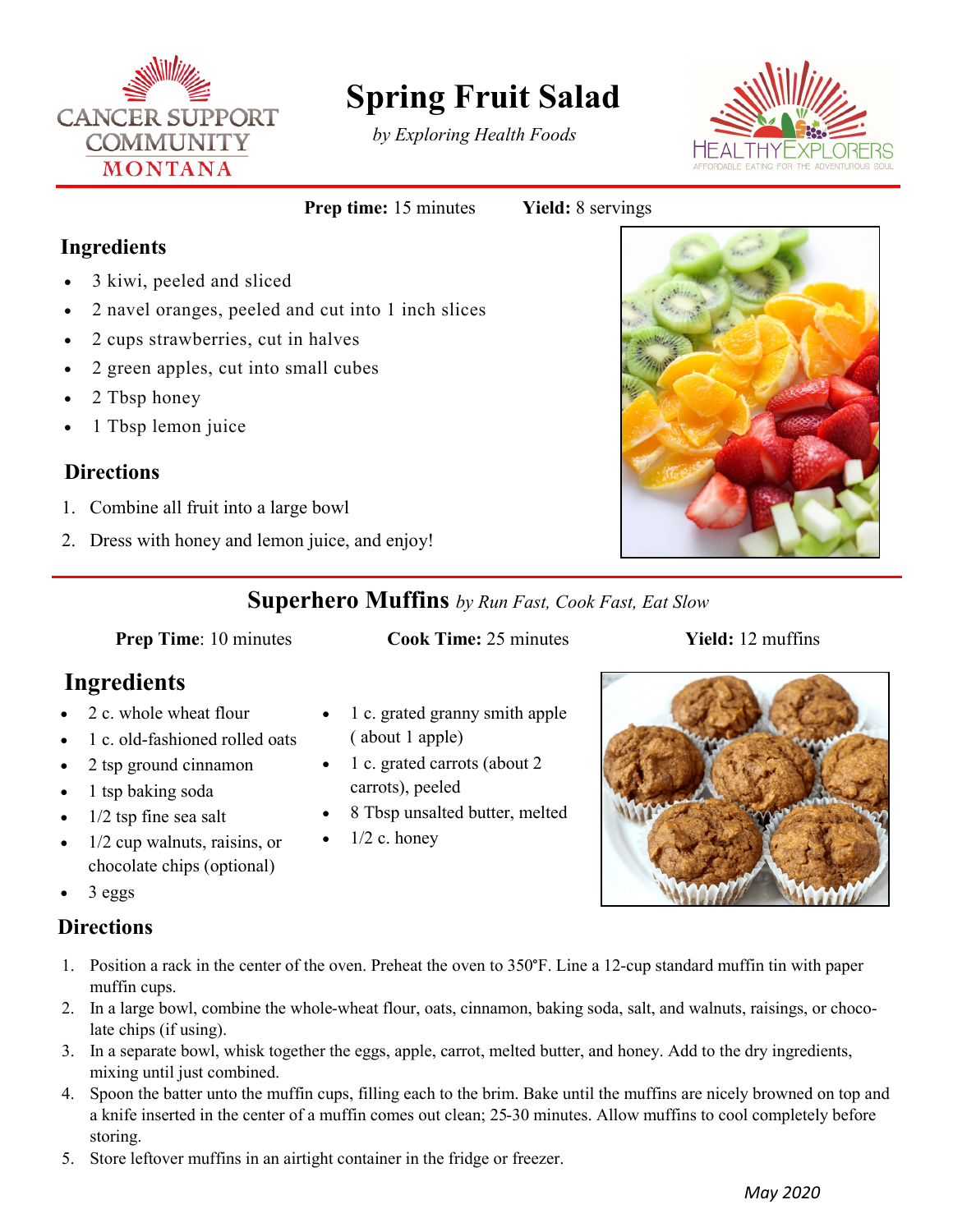CANCER SUPPORT COMMUNITY MONTANA

# Spring Fruit Salad

*by Exploring Health Foods*

HEALTHY EXPLORERS
AFFORDABLE EATING FOR THE ADVENTUROUS SOUL

**Prep time:** 15 minutes **Yield:** 8 servings

## Ingredients

- 3 kiwi, peeled and sliced
- 2 navel oranges, peeled and cut into 1 inch slices
- 2 cups strawberries, cut in halves
- 2 green apples, cut into small cubes
- 2 Tbsp honey
- 1 Tbsp lemon juice

## Directions

1. Combine all fruit into a large bowl
2. Dress with honey and lemon juice, and enjoy!

# Superhero Muffins *by Run Fast, Cook Fast, Eat Slow*

**Prep Time**: 10 minutes **Cook Time:** 25 minutes **Yield:** 12 muffins

## Ingredients

- 2 c. whole wheat flour
- 1 c. old-fashioned rolled oats
- 2 tsp ground cinnamon
- 1 tsp baking soda
- 1/2 tsp fine sea salt
- 1/2 cup walnuts, raisins, or chocolate chips (optional)
- 3 eggs
- 1 c. grated granny smith apple ( about 1 apple)
- 1 c. grated carrots (about 2 carrots), peeled
- 8 Tbsp unsalted butter, melted
- 1/2 c. honey

## Directions

1. Position a rack in the center of the oven. Preheat the oven to 350°F. Line a 12-cup standard muffin tin with paper muffin cups.
2. In a large bowl, combine the whole-wheat flour, oats, cinnamon, baking soda, salt, and walnuts, raisings, or chocolate chips (if using).
3. In a separate bowl, whisk together the eggs, apple, carrot, melted butter, and honey. Add to the dry ingredients, mixing until just combined.
4. Spoon the batter unto the muffin cups, filling each to the brim. Bake until the muffins are nicely browned on top and a knife inserted in the center of a muffin comes out clean; 25-30 minutes. Allow muffins to cool completely before storing.
5. Store leftover muffins in an airtight container in the fridge or freezer.

*May 2020*